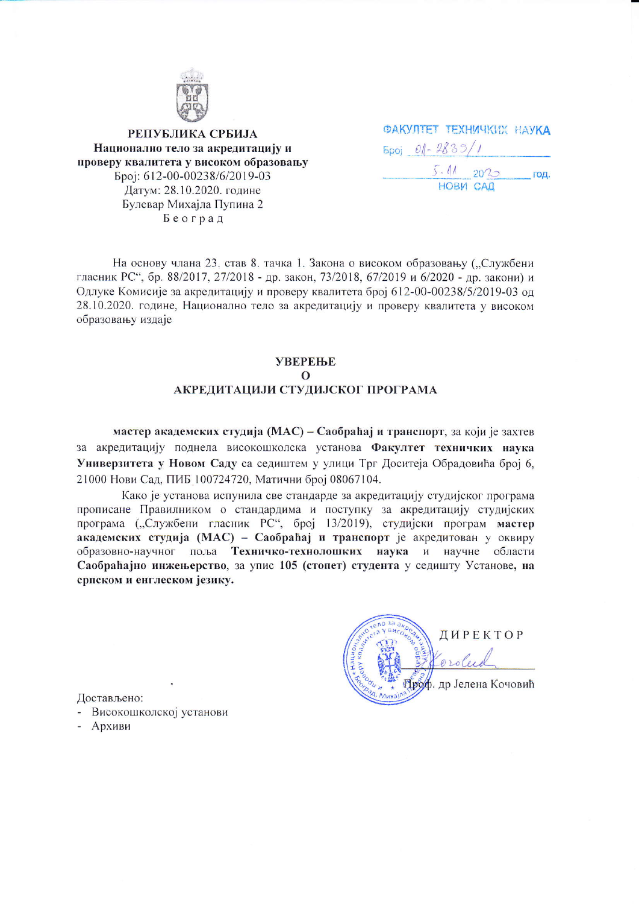**РЕПУБЛИКА СРБИЈА**
**Национално тело за акредитацију и**
**проверу квалитета у високом образовању**
Број: 612-00-00238/6/2019-03
Датум: 28.10.2020. године
Булевар Михајла Пупина 2
Б е о г р а д

ФАКУЛТЕТ ТЕХНИЧКИХ НАУКА
Број 01-2839/1
5.11. 2020 год.
НОВИ САД

На основу члана 23. став 8. тачка 1. Закона о високом образовању („Службени гласник РС", бр. 88/2017, 27/2018 - др. закон, 73/2018, 67/2019 и 6/2020 - др. закони) и Одлуке Комисије за акредитацију и проверу квалитета број 612-00-00238/5/2019-03 од 28.10.2020. године, Национално тело за акредитацију и проверу квалитета у високом образовању издаје

## УВЕРЕЊЕ
## О
## АКРЕДИТАЦИЈИ СТУДИЈСКОГ ПРОГРАМА

**мастер академских студија (МАС) – Саобраћај и транспорт**, за који је захтев за акредитацију поднела високошколска установа **Факултет техничких наука Универзитета у Новом Саду** са седиштем у улици Трг Доситеја Обрадовића број 6, 21000 Нови Сад, ПИБ 100724720, Матични број 08067104.

Како је установа испунила све стандарде за акредитацију студијског програма прописане Правилником о стандардима и поступку за акредитацију студијских програма („Службени гласник РС", број 13/2019), студијски програм **мастер академских студија (МАС) – Саобраћај и транспорт** је акредитован у оквиру образовно-научног поља **Техничко-технолошких наука** и научне области **Саобраћајно инжењерство**, за упис **105 (стопет) студента** у седишту Установе, **на српском и енглеском језику.**

ДИРЕКТОР

Проф. др Јелена Кочовић

Достављено:
- Високошколској установи
- Архиви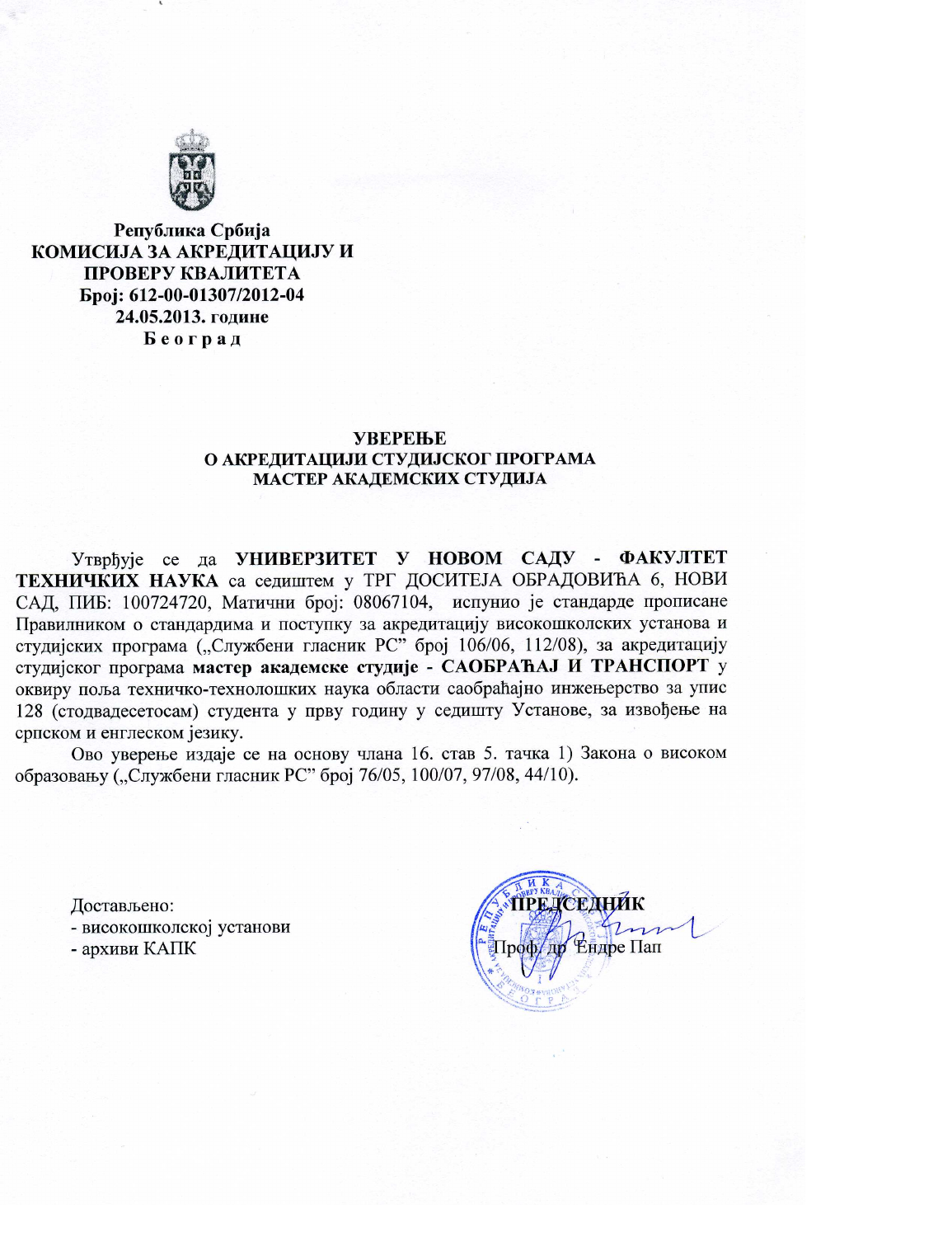Република Србија
**КОМИСИЈА ЗА АКРЕДИТАЦИЈУ И ПРОВЕРУ КВАЛИТЕТА**
**Број: 612-00-01307/2012-04**
**24.05.2013. године**
**Б е о г р а д**

## УВЕРЕЊЕ
## О АКРЕДИТАЦИЈИ СТУДИЈСКОГ ПРОГРАМА МАСТЕР АКАДЕМСКИХ СТУДИЈА

Утврђује се да **УНИВЕРЗИТЕТ У НОВОМ САДУ - ФАКУЛТЕТ ТЕХНИЧКИХ НАУКА** са седиштем у ТРГ ДОСИТЕЈА ОБРАДОВИЋА 6, НОВИ САД, ПИБ: 100724720, Матични број: 08067104, испунио је стандарде прописане Правилником о стандардима и поступку за акредитацију високошколских установа и студијских програма („Службени гласник РС" број 106/06, 112/08), за акредитацију студијског програма **мастер академске студије - САОБРАЋАЈ И ТРАНСПОРТ** у оквиру поља техничко-технолошких наука области саобраћајно инжењерство за упис 128 (стодвадесетосам) студента у прву годину у седишту Установе, за извођење на српском и енглеском језику.

Ово уверење издаје се на основу члана 16. став 5. тачка 1) Закона о високом образовању („Службени гласник РС" број 76/05, 100/07, 97/08, 44/10).

Достављено:
- високошколској установи
- архиви КАПК

**ПРЕДСЕДНИК**
Проф. др Ендре Пап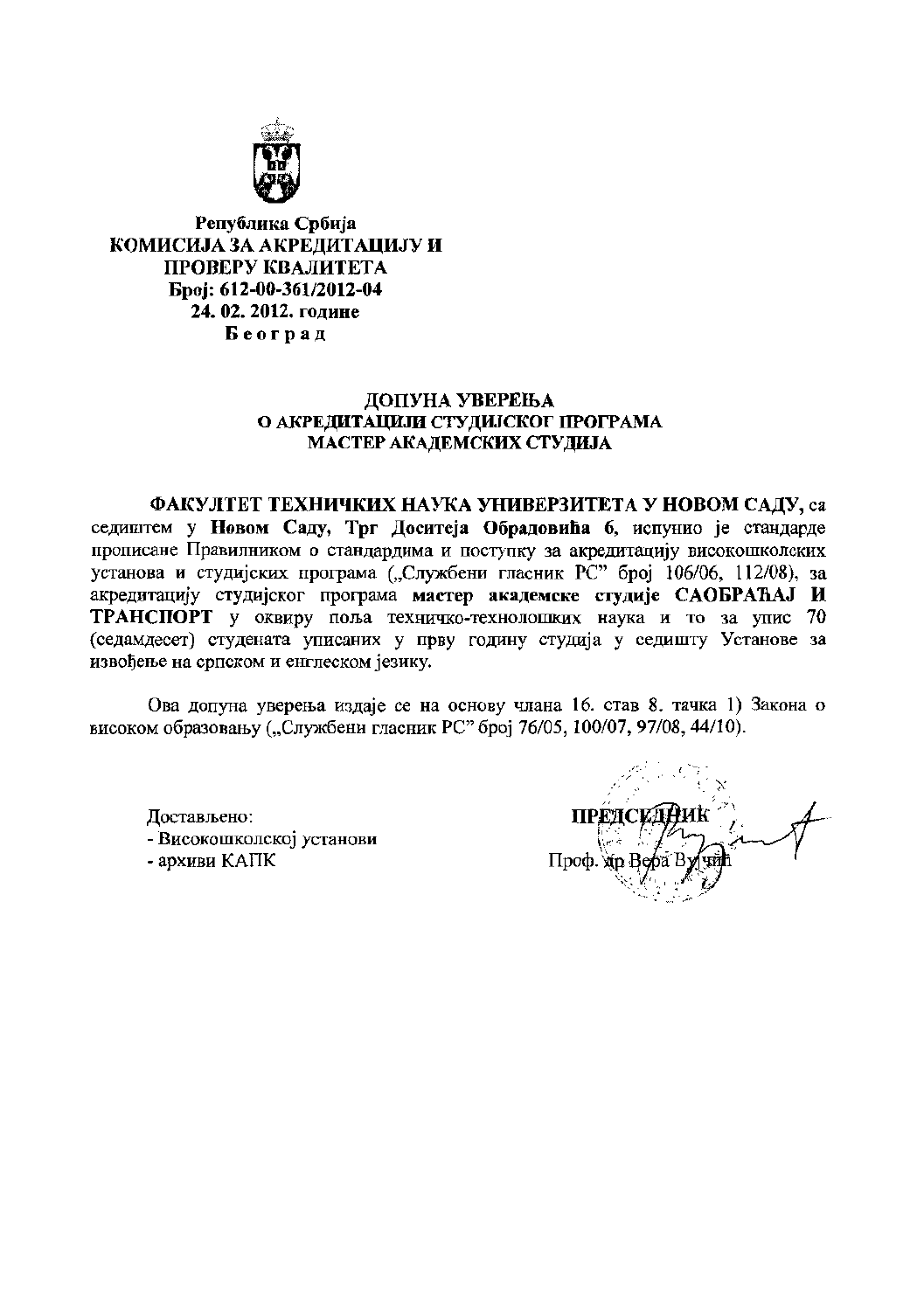**Република Србија**
**КОМИСИЈА ЗА АКРЕДИТАЦИЈУ И ПРОВЕРУ КВАЛИТЕТА**
**Број: 612-00-361/2012-04**
**24. 02. 2012. године**
**Б е о г р а д**

# ДОПУНА УВЕРЕЊА О АКРЕДИТАЦИЈИ СТУДИЈСКОГ ПРОГРАМА МАСТЕР АКАДЕМСКИХ СТУДИЈА

**ФАКУЛТЕТ ТЕХНИЧКИХ НАУКА УНИВЕРЗИТЕТА У НОВОМ САДУ,** са седиштем у **Новом Саду, Трг Доситеја Обрадовића 6,** испунио је стандарде прописане Правилником о стандардима и поступку за акредитацију високошколских установа и студијских програма („Службени гласник РС" број 106/06, 112/08), за акредитацију студијског програма **мастер академске студије САОБРАЋАЈ И ТРАНСПОРТ** у оквиру поља техничко-технолошких наука и то за упис 70 (седамдесет) студената уписаних у прву годину студија у седишту Установе за извођење на српском и енглеском језику.

Ова допуна уверења издаје се на основу члана 16. став 8. тачка 1) Закона о високом образовању („Службени гласник РС" број 76/05, 100/07, 97/08, 44/10).

Достављено:
- Високошколској установи
- архиви КАПК

**ПРЕДСЕДНИК**
Проф. др Вера Вујчић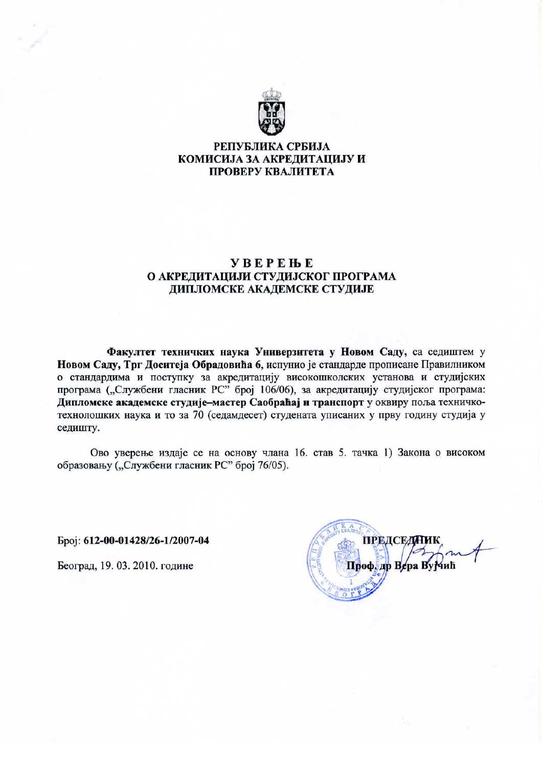**РЕПУБЛИКА СРБИЈА**
**КОМИСИЈА ЗА АКРЕДИТАЦИЈУ И ПРОВЕРУ КВАЛИТЕТА**

# УВЕРЕЊЕ
## О АКРЕДИТАЦИЈИ СТУДИЈСКОГ ПРОГРАМА ДИПЛОМСКЕ АКАДЕМСКЕ СТУДИЈЕ

**Факултет техничких наука Универзитета у Новом Саду,** са седиштем у **Новом Саду, Трг Доситеја Обрадовића 6,** испунио је стандарде прописане Правилником о стандардима и поступку за акредитацију високошколских установа и студијских програма („Службени гласник РС" број 106/06), за акредитацију студијског програма: **Дипломске академске студије–мастер Саобраћај и транспорт** у оквиру поља техничко-технолошких наука и то за 70 (седамдесет) студената уписаних у прву годину студија у седишту.

Ово уверење издаје се на основу члана 16. став 5. тачка 1) Закона о високом образовању („Службени гласник РС" број 76/05).

Број: **612-00-01428/26-1/2007-04**

Београд, 19. 03. 2010. године

**ПРЕДСЕДНИК**
**Проф. др Вера Вујчић**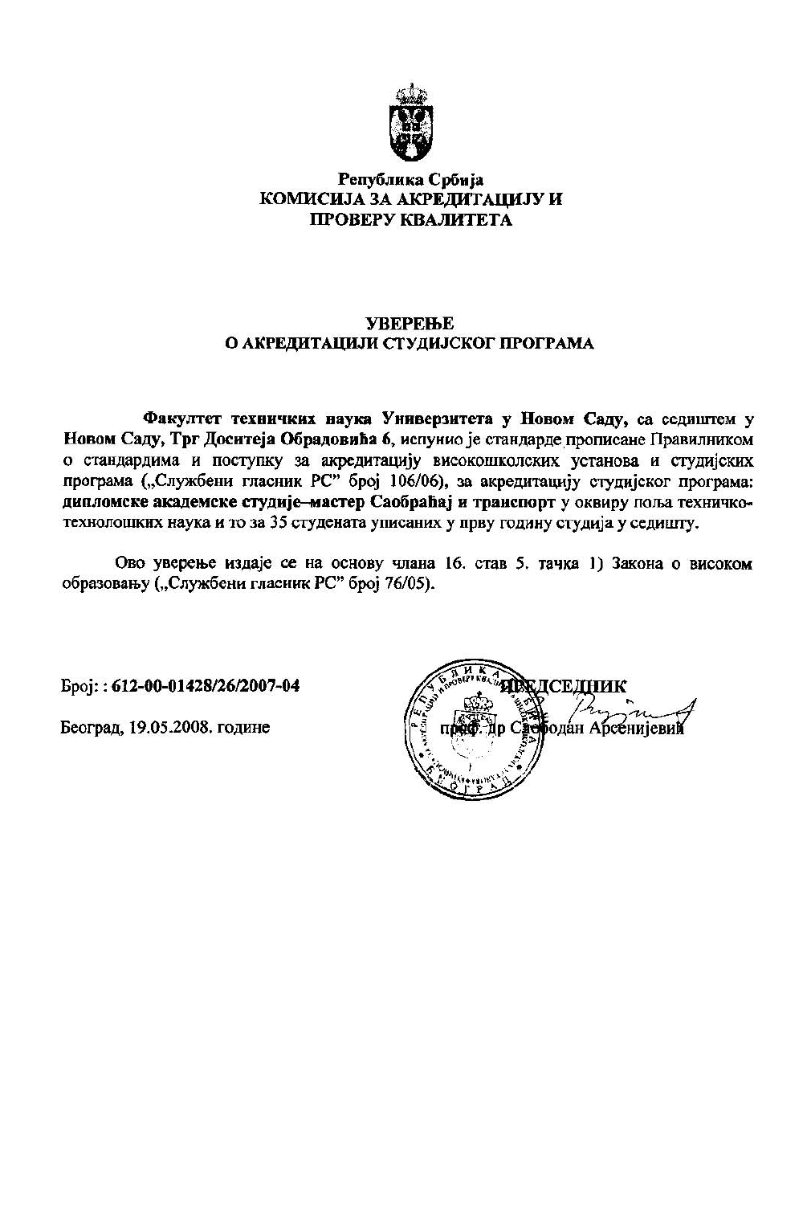**Република Србија**
**КОМИСИЈА ЗА АКРЕДИТАЦИЈУ И ПРОВЕРУ КВАЛИТЕТА**

# УВЕРЕЊЕ
## О АКРЕДИТАЦИЈИ СТУДИЈСКОГ ПРОГРАМА

**Факултет техничких наука Универзитета у Новом Саду,** са седиштем у **Новом Саду, Трг Доситеја Обрадовића 6**, испунио је стандарде прописане Правилником о стандардима и поступку за акредитацију високошколских установа и студијских програма („Службени гласник РС" број 106/06), за акредитацију студијског програма: **дипломске академске студије–мастер Саобраћај и транспорт** у оквиру поља техничко-технолошких наука и то за 35 студената уписаних у прву годину студија у седишту.

Ово уверење издаје се на основу члана 16. став 5. тачка 1) Закона о високом образовању („Службени гласник РС" број 76/05).

Број: : **612-00-01428/26/2007-04**

Београд, 19.05.2008. године

**ПРЕДСЕДНИК**

проф. др Слободан Арсенијевић